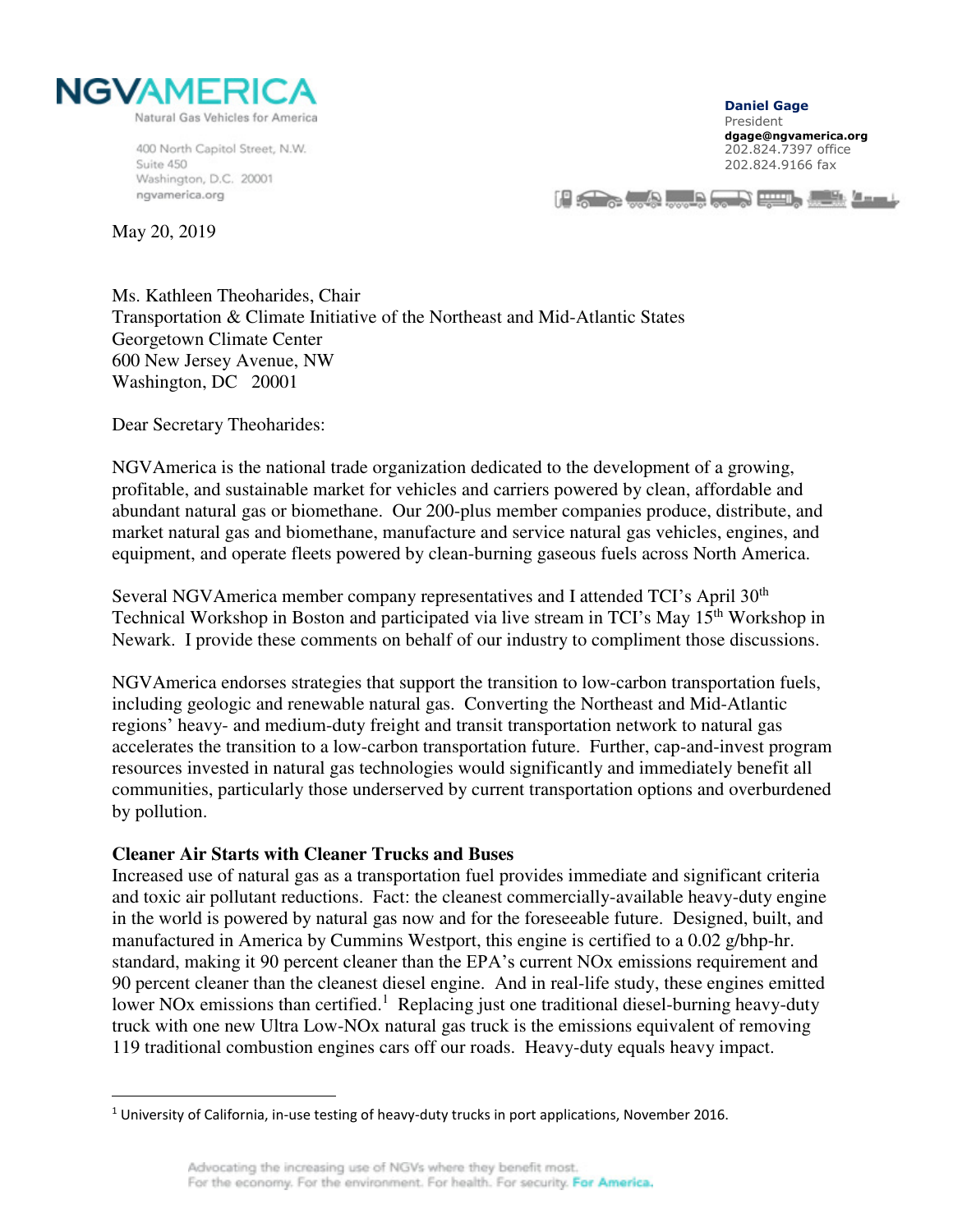NGVAMERICA
Natural Gas Vehicles for America

400 North Capitol Street, N.W.
Suite 450
Washington, D.C. 20001
ngvamerica.org

**Daniel Gage**
President
**dgage@ngvamerica.org**
202.824.7397 office
202.824.9166 fax

May 20, 2019

Ms. Kathleen Theoharides, Chair
Transportation & Climate Initiative of the Northeast and Mid-Atlantic States
Georgetown Climate Center
600 New Jersey Avenue, NW
Washington, DC 20001

Dear Secretary Theoharides:

NGVAmerica is the national trade organization dedicated to the development of a growing, profitable, and sustainable market for vehicles and carriers powered by clean, affordable and abundant natural gas or biomethane. Our 200-plus member companies produce, distribute, and market natural gas and biomethane, manufacture and service natural gas vehicles, engines, and equipment, and operate fleets powered by clean-burning gaseous fuels across North America.

Several NGVAmerica member company representatives and I attended TCI's April 30th Technical Workshop in Boston and participated via live stream in TCI's May 15th Workshop in Newark. I provide these comments on behalf of our industry to compliment those discussions.

NGVAmerica endorses strategies that support the transition to low-carbon transportation fuels, including geologic and renewable natural gas. Converting the Northeast and Mid-Atlantic regions' heavy- and medium-duty freight and transit transportation network to natural gas accelerates the transition to a low-carbon transportation future. Further, cap-and-invest program resources invested in natural gas technologies would significantly and immediately benefit all communities, particularly those underserved by current transportation options and overburdened by pollution.

**Cleaner Air Starts with Cleaner Trucks and Buses**

Increased use of natural gas as a transportation fuel provides immediate and significant criteria and toxic air pollutant reductions. Fact: the cleanest commercially-available heavy-duty engine in the world is powered by natural gas now and for the foreseeable future. Designed, built, and manufactured in America by Cummins Westport, this engine is certified to a 0.02 g/bhp-hr. standard, making it 90 percent cleaner than the EPA's current NOx emissions requirement and 90 percent cleaner than the cleanest diesel engine. And in real-life study, these engines emitted lower NOx emissions than certified.[1] Replacing just one traditional diesel-burning heavy-duty truck with one new Ultra Low-NOx natural gas truck is the emissions equivalent of removing 119 traditional combustion engines cars off our roads. Heavy-duty equals heavy impact.

[1] University of California, in-use testing of heavy-duty trucks in port applications, November 2016.

Advocating the increasing use of NGVs where they benefit most.
For the economy. For the environment. For health. For security. For America.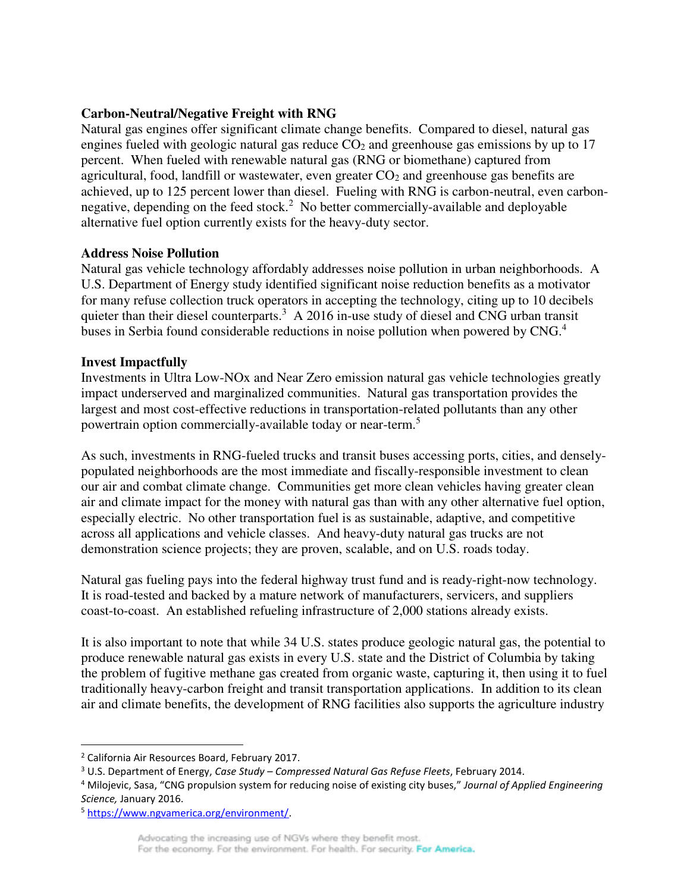**Carbon-Neutral/Negative Freight with RNG**

Natural gas engines offer significant climate change benefits. Compared to diesel, natural gas engines fueled with geologic natural gas reduce $CO_2$ and greenhouse gas emissions by up to 17 percent. When fueled with renewable natural gas (RNG or biomethane) captured from agricultural, food, landfill or wastewater, even greater $CO_2$ and greenhouse gas benefits are achieved, up to 125 percent lower than diesel. Fueling with RNG is carbon-neutral, even carbon-negative, depending on the feed stock.[2] No better commercially-available and deployable alternative fuel option currently exists for the heavy-duty sector.

**Address Noise Pollution**

Natural gas vehicle technology affordably addresses noise pollution in urban neighborhoods. A U.S. Department of Energy study identified significant noise reduction benefits as a motivator for many refuse collection truck operators in accepting the technology, citing up to 10 decibels quieter than their diesel counterparts.[3] A 2016 in-use study of diesel and CNG urban transit buses in Serbia found considerable reductions in noise pollution when powered by CNG.[4]

**Invest Impactfully**

Investments in Ultra Low-NOx and Near Zero emission natural gas vehicle technologies greatly impact underserved and marginalized communities. Natural gas transportation provides the largest and most cost-effective reductions in transportation-related pollutants than any other powertrain option commercially-available today or near-term.[5]

As such, investments in RNG-fueled trucks and transit buses accessing ports, cities, and densely-populated neighborhoods are the most immediate and fiscally-responsible investment to clean our air and combat climate change. Communities get more clean vehicles having greater clean air and climate impact for the money with natural gas than with any other alternative fuel option, especially electric. No other transportation fuel is as sustainable, adaptive, and competitive across all applications and vehicle classes. And heavy-duty natural gas trucks are not demonstration science projects; they are proven, scalable, and on U.S. roads today.

Natural gas fueling pays into the federal highway trust fund and is ready-right-now technology. It is road-tested and backed by a mature network of manufacturers, servicers, and suppliers coast-to-coast. An established refueling infrastructure of 2,000 stations already exists.

It is also important to note that while 34 U.S. states produce geologic natural gas, the potential to produce renewable natural gas exists in every U.S. state and the District of Columbia by taking the problem of fugitive methane gas created from organic waste, capturing it, then using it to fuel traditionally heavy-carbon freight and transit transportation applications. In addition to its clean air and climate benefits, the development of RNG facilities also supports the agriculture industry

---

[2] California Air Resources Board, February 2017.

[3] U.S. Department of Energy, *Case Study – Compressed Natural Gas Refuse Fleets*, February 2014.

[4] Milojevic, Sasa, "CNG propulsion system for reducing noise of existing city buses," *Journal of Applied Engineering Science,* January 2016.

[5] https://www.ngvamerica.org/environment/.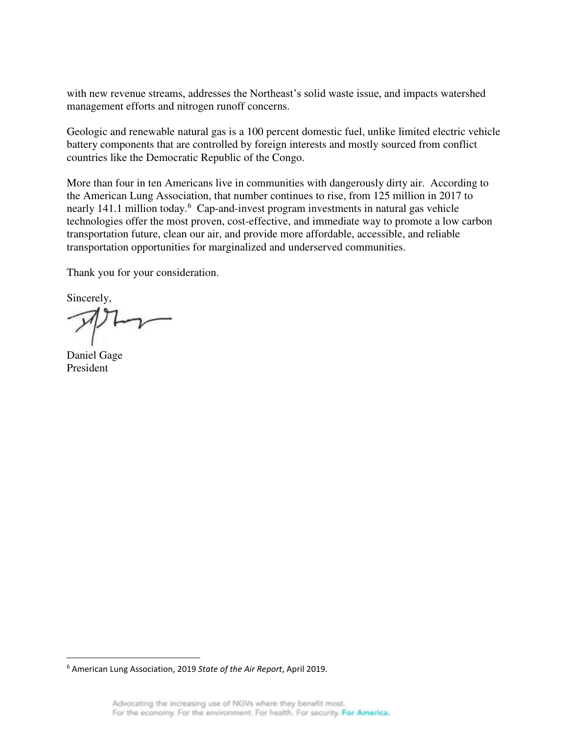with new revenue streams, addresses the Northeast's solid waste issue, and impacts watershed management efforts and nitrogen runoff concerns.

Geologic and renewable natural gas is a 100 percent domestic fuel, unlike limited electric vehicle battery components that are controlled by foreign interests and mostly sourced from conflict countries like the Democratic Republic of the Congo.

More than four in ten Americans live in communities with dangerously dirty air. According to the American Lung Association, that number continues to rise, from 125 million in 2017 to nearly 141.1 million today.[6] Cap-and-invest program investments in natural gas vehicle technologies offer the most proven, cost-effective, and immediate way to promote a low carbon transportation future, clean our air, and provide more affordable, accessible, and reliable transportation opportunities for marginalized and underserved communities.

Thank you for your consideration.

Sincerely,

Daniel Gage
President

[6] American Lung Association, 2019 *State of the Air Report*, April 2019.